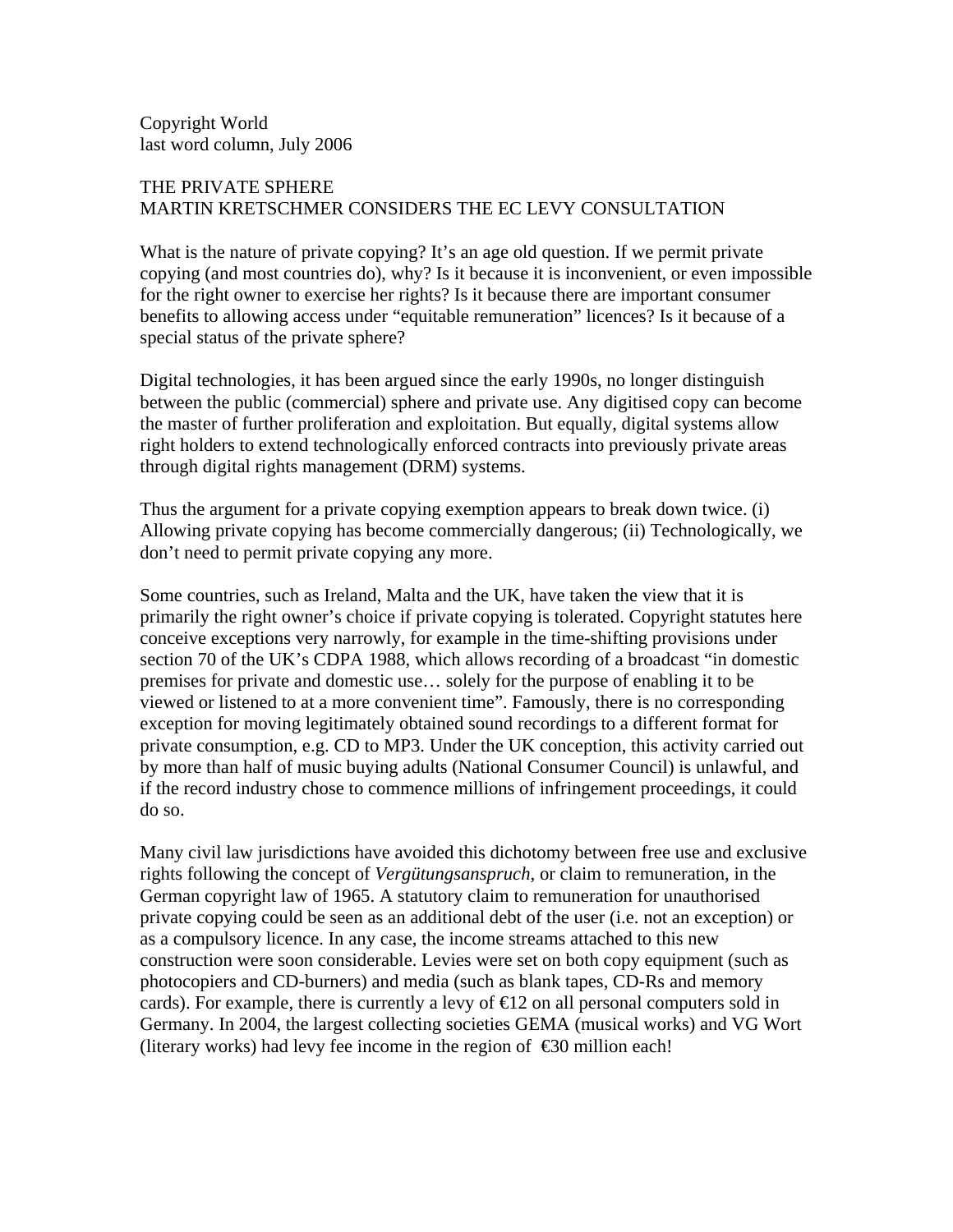Copyright World
last word column, July 2006

# THE PRIVATE SPHERE
## MARTIN KRETSCHMER CONSIDERS THE EC LEVY CONSULTATION

What is the nature of private copying? It's an age old question. If we permit private copying (and most countries do), why? Is it because it is inconvenient, or even impossible for the right owner to exercise her rights? Is it because there are important consumer benefits to allowing access under "equitable remuneration" licences? Is it because of a special status of the private sphere?

Digital technologies, it has been argued since the early 1990s, no longer distinguish between the public (commercial) sphere and private use. Any digitised copy can become the master of further proliferation and exploitation. But equally, digital systems allow right holders to extend technologically enforced contracts into previously private areas through digital rights management (DRM) systems.

Thus the argument for a private copying exemption appears to break down twice. (i) Allowing private copying has become commercially dangerous; (ii) Technologically, we don't need to permit private copying any more.

Some countries, such as Ireland, Malta and the UK, have taken the view that it is primarily the right owner's choice if private copying is tolerated. Copyright statutes here conceive exceptions very narrowly, for example in the time-shifting provisions under section 70 of the UK's CDPA 1988, which allows recording of a broadcast "in domestic premises for private and domestic use… solely for the purpose of enabling it to be viewed or listened to at a more convenient time". Famously, there is no corresponding exception for moving legitimately obtained sound recordings to a different format for private consumption, e.g. CD to MP3. Under the UK conception, this activity carried out by more than half of music buying adults (National Consumer Council) is unlawful, and if the record industry chose to commence millions of infringement proceedings, it could do so.

Many civil law jurisdictions have avoided this dichotomy between free use and exclusive rights following the concept of *Vergütungsanspruch*, or claim to remuneration, in the German copyright law of 1965. A statutory claim to remuneration for unauthorised private copying could be seen as an additional debt of the user (i.e. not an exception) or as a compulsory licence. In any case, the income streams attached to this new construction were soon considerable. Levies were set on both copy equipment (such as photocopiers and CD-burners) and media (such as blank tapes, CD-Rs and memory cards). For example, there is currently a levy of €12 on all personal computers sold in Germany. In 2004, the largest collecting societies GEMA (musical works) and VG Wort (literary works) had levy fee income in the region of €30 million each!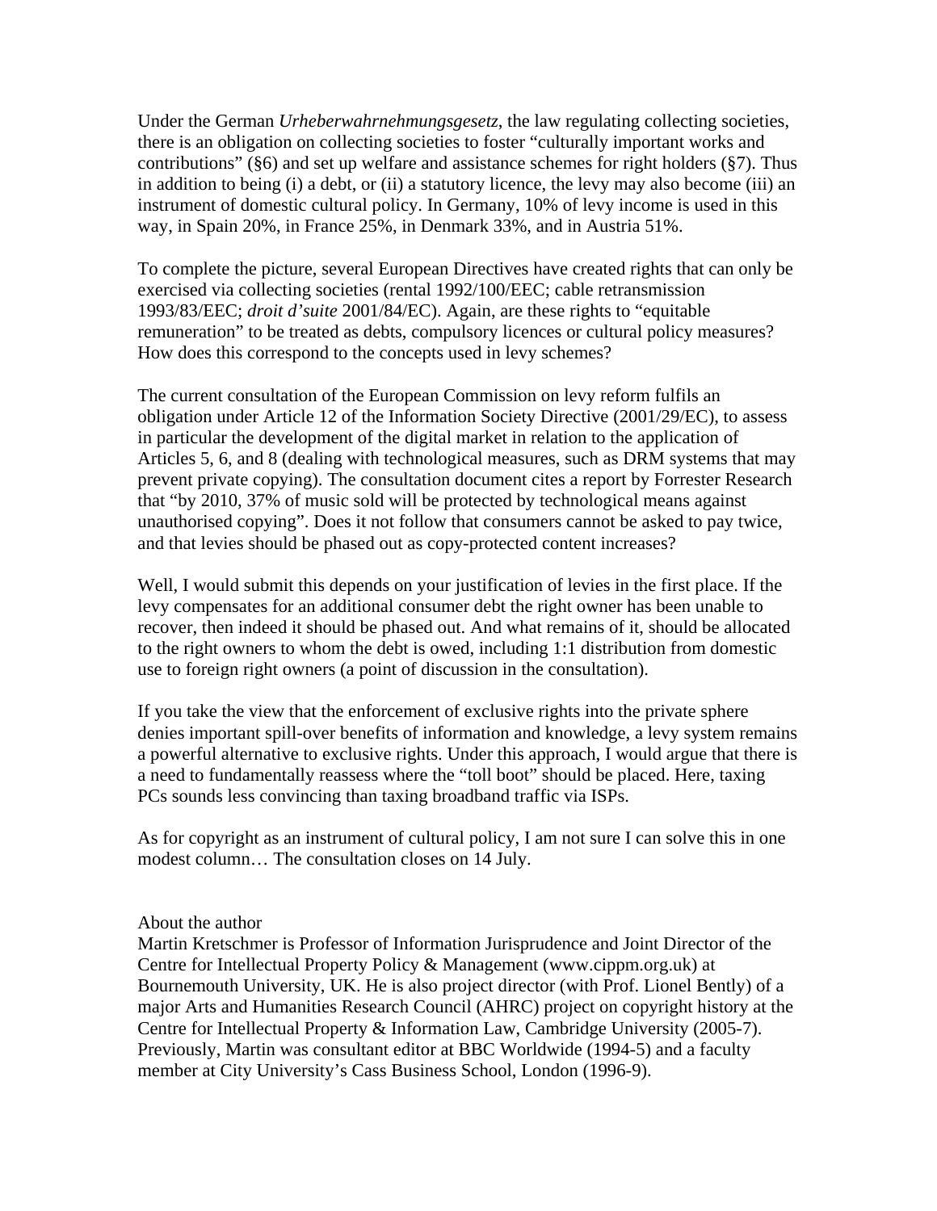Under the German *Urheberwahrnehmungsgesetz*, the law regulating collecting societies, there is an obligation on collecting societies to foster "culturally important works and contributions" (§6) and set up welfare and assistance schemes for right holders (§7). Thus in addition to being (i) a debt, or (ii) a statutory licence, the levy may also become (iii) an instrument of domestic cultural policy. In Germany, 10% of levy income is used in this way, in Spain 20%, in France 25%, in Denmark 33%, and in Austria 51%.

To complete the picture, several European Directives have created rights that can only be exercised via collecting societies (rental 1992/100/EEC; cable retransmission 1993/83/EEC; *droit d'suite* 2001/84/EC). Again, are these rights to "equitable remuneration" to be treated as debts, compulsory licences or cultural policy measures? How does this correspond to the concepts used in levy schemes?

The current consultation of the European Commission on levy reform fulfils an obligation under Article 12 of the Information Society Directive (2001/29/EC), to assess in particular the development of the digital market in relation to the application of Articles 5, 6, and 8 (dealing with technological measures, such as DRM systems that may prevent private copying). The consultation document cites a report by Forrester Research that "by 2010, 37% of music sold will be protected by technological means against unauthorised copying". Does it not follow that consumers cannot be asked to pay twice, and that levies should be phased out as copy-protected content increases?

Well, I would submit this depends on your justification of levies in the first place. If the levy compensates for an additional consumer debt the right owner has been unable to recover, then indeed it should be phased out. And what remains of it, should be allocated to the right owners to whom the debt is owed, including 1:1 distribution from domestic use to foreign right owners (a point of discussion in the consultation).

If you take the view that the enforcement of exclusive rights into the private sphere denies important spill-over benefits of information and knowledge, a levy system remains a powerful alternative to exclusive rights. Under this approach, I would argue that there is a need to fundamentally reassess where the "toll boot" should be placed. Here, taxing PCs sounds less convincing than taxing broadband traffic via ISPs.

As for copyright as an instrument of cultural policy, I am not sure I can solve this in one modest column… The consultation closes on 14 July.

About the author

Martin Kretschmer is Professor of Information Jurisprudence and Joint Director of the Centre for Intellectual Property Policy & Management (www.cippm.org.uk) at Bournemouth University, UK. He is also project director (with Prof. Lionel Bently) of a major Arts and Humanities Research Council (AHRC) project on copyright history at the Centre for Intellectual Property & Information Law, Cambridge University (2005-7). Previously, Martin was consultant editor at BBC Worldwide (1994-5) and a faculty member at City University's Cass Business School, London (1996-9).